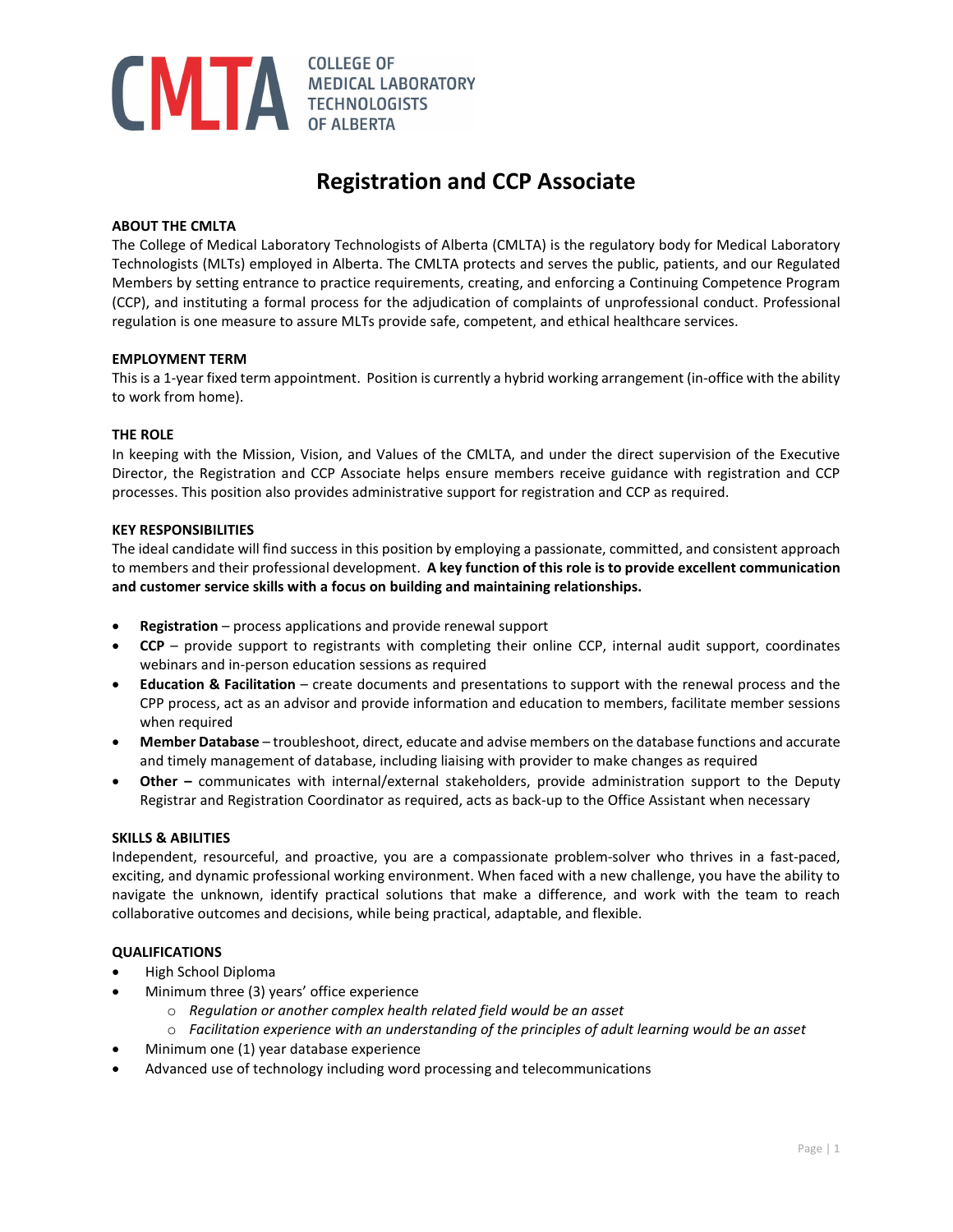COLLEGE OF MEDICAL LABORATORY TECHNOLOGISTS OF ALBERTA

# Registration and CCP Associate

## ABOUT THE CMLTA

The College of Medical Laboratory Technologists of Alberta (CMLTA) is the regulatory body for Medical Laboratory Technologists (MLTs) employed in Alberta. The CMLTA protects and serves the public, patients, and our Regulated Members by setting entrance to practice requirements, creating, and enforcing a Continuing Competence Program (CCP), and instituting a formal process for the adjudication of complaints of unprofessional conduct. Professional regulation is one measure to assure MLTs provide safe, competent, and ethical healthcare services.

## EMPLOYMENT TERM

This is a 1-year fixed term appointment. Position is currently a hybrid working arrangement (in-office with the ability to work from home).

## THE ROLE

In keeping with the Mission, Vision, and Values of the CMLTA, and under the direct supervision of the Executive Director, the Registration and CCP Associate helps ensure members receive guidance with registration and CCP processes. This position also provides administrative support for registration and CCP as required.

## KEY RESPONSIBILITIES

The ideal candidate will find success in this position by employing a passionate, committed, and consistent approach to members and their professional development. **A key function of this role is to provide excellent communication and customer service skills with a focus on building and maintaining relationships.**

- **Registration** – process applications and provide renewal support
- **CCP** – provide support to registrants with completing their online CCP, internal audit support, coordinates webinars and in-person education sessions as required
- **Education & Facilitation** – create documents and presentations to support with the renewal process and the CPP process, act as an advisor and provide information and education to members, facilitate member sessions when required
- **Member Database** – troubleshoot, direct, educate and advise members on the database functions and accurate and timely management of database, including liaising with provider to make changes as required
- **Other –** communicates with internal/external stakeholders, provide administration support to the Deputy Registrar and Registration Coordinator as required, acts as back-up to the Office Assistant when necessary

## SKILLS & ABILITIES

Independent, resourceful, and proactive, you are a compassionate problem-solver who thrives in a fast-paced, exciting, and dynamic professional working environment. When faced with a new challenge, you have the ability to navigate the unknown, identify practical solutions that make a difference, and work with the team to reach collaborative outcomes and decisions, while being practical, adaptable, and flexible.

## QUALIFICATIONS

- High School Diploma
- Minimum three (3) years' office experience
  - *Regulation or another complex health related field would be an asset*
  - *Facilitation experience with an understanding of the principles of adult learning would be an asset*
- Minimum one (1) year database experience
- Advanced use of technology including word processing and telecommunications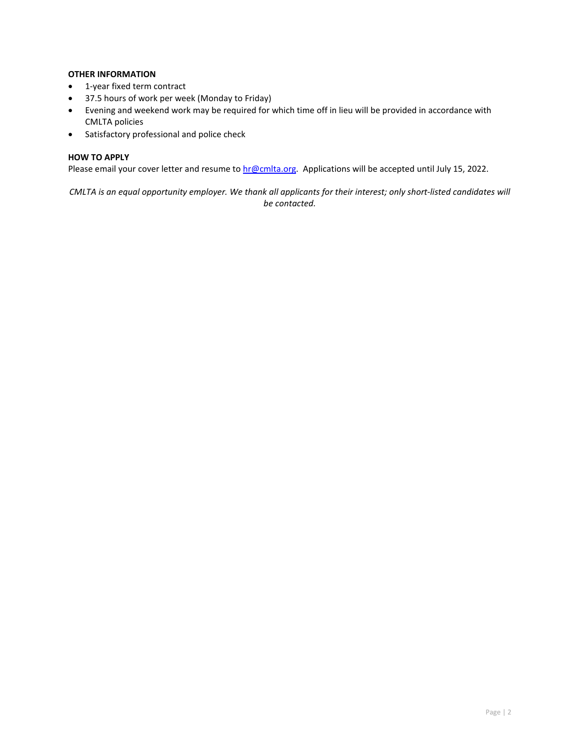**OTHER INFORMATION**

- 1-year fixed term contract
- 37.5 hours of work per week (Monday to Friday)
- Evening and weekend work may be required for which time off in lieu will be provided in accordance with CMLTA policies
- Satisfactory professional and police check

**HOW TO APPLY**

Please email your cover letter and resume to [hr@cmlta.org](mailto:hr@cmlta.org). Applications will be accepted until July 15, 2022.

*CMLTA is an equal opportunity employer. We thank all applicants for their interest; only short-listed candidates will be contacted.*